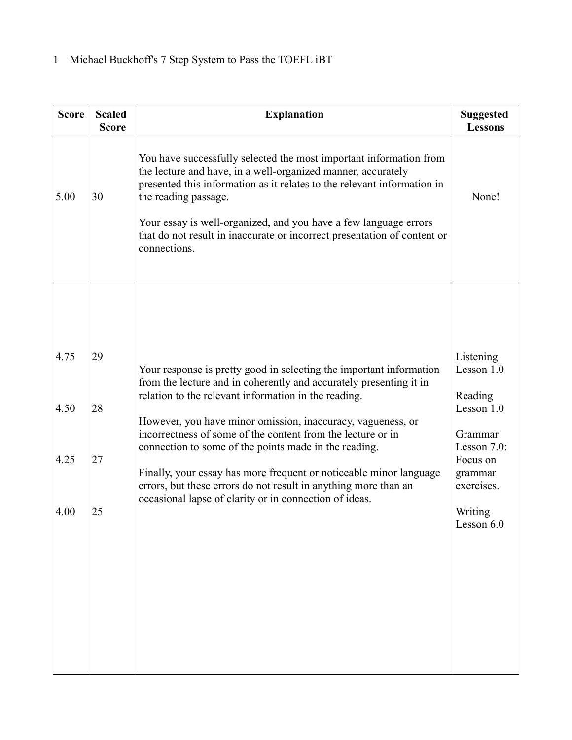| Score | Scaled Score | Explanation | Suggested Lessons |
| --- | --- | --- | --- |
| 5.00 | 30 | You have successfully selected the most important information from the lecture and have, in a well-organized manner, accurately presented this information as it relates to the relevant information in the reading passage.<br><br>Your essay is well-organized, and you have a few language errors that do not result in inaccurate or incorrect presentation of content or connections. | None! |
| 4.75<br><br>4.50<br><br>4.25<br><br>4.00 | 29<br><br>28<br><br>27<br><br>25 | Your response is pretty good in selecting the important information from the lecture and in coherently and accurately presenting it in relation to the relevant information in the reading.<br><br>However, you have minor omission, inaccuracy, vagueness, or incorrectness of some of the content from the lecture or in connection to some of the points made in the reading.<br><br>Finally, your essay has more frequent or noticeable minor language errors, but these errors do not result in anything more than an occasional lapse of clarity or in connection of ideas. | Listening Lesson 1.0<br><br>Reading Lesson 1.0<br><br>Grammar Lesson 7.0: Focus on grammar exercises.<br><br>Writing Lesson 6.0 |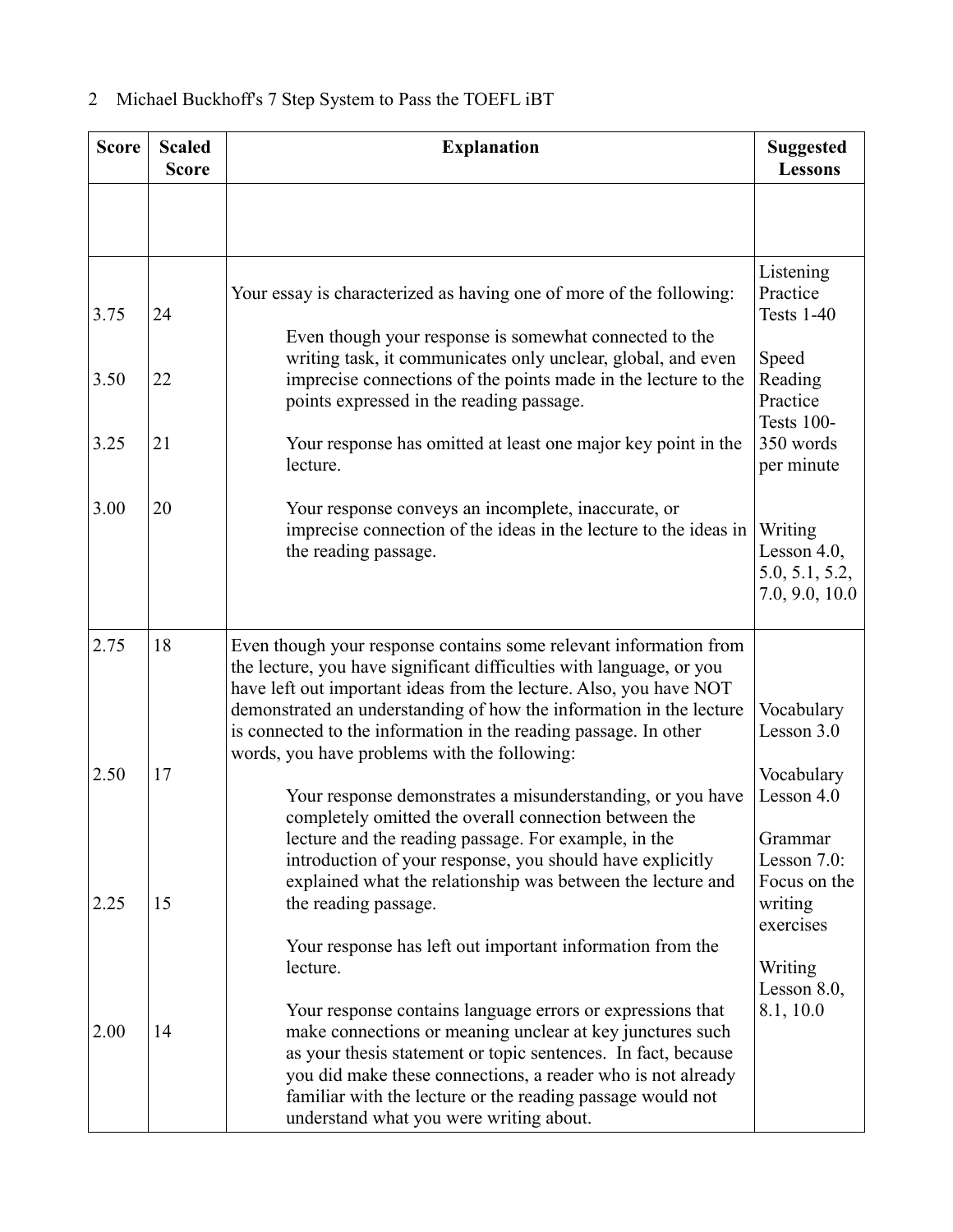| Score | Scaled Score | Explanation | Suggested Lessons |
|---|---|---|---|
| | | | |
| 3.75<br><br>3.50<br><br>3.25<br><br>3.00 | 24<br><br>22<br><br>21<br><br>20 | Your essay is characterized as having one of more of the following:<br><br>Even though your response is somewhat connected to the writing task, it communicates only unclear, global, and even imprecise connections of the points made in the lecture to the points expressed in the reading passage.<br><br>Your response has omitted at least one major key point in the lecture.<br><br>Your response conveys an incomplete, inaccurate, or imprecise connection of the ideas in the lecture to the ideas in the reading passage. | Listening Practice Tests 1-40<br><br>Speed Reading Practice Tests 100-350 words per minute<br><br>Writing Lesson 4.0, 5.0, 5.1, 5.2, 7.0, 9.0, 10.0 |
| 2.75<br><br>2.50<br><br>2.25<br><br>2.00 | 18<br><br>17<br><br>15<br><br>14 | Even though your response contains some relevant information from the lecture, you have significant difficulties with language, or you have left out important ideas from the lecture. Also, you have NOT demonstrated an understanding of how the information in the lecture is connected to the information in the reading passage. In other words, you have problems with the following:<br><br>Your response demonstrates a misunderstanding, or you have completely omitted the overall connection between the lecture and the reading passage. For example, in the introduction of your response, you should have explicitly explained what the relationship was between the lecture and the reading passage.<br><br>Your response has left out important information from the lecture.<br><br>Your response contains language errors or expressions that make connections or meaning unclear at key junctures such as your thesis statement or topic sentences. In fact, because you did make these connections, a reader who is not already familiar with the lecture or the reading passage would not understand what you were writing about. | Vocabulary Lesson 3.0<br><br>Vocabulary Lesson 4.0<br><br>Grammar Lesson 7.0: Focus on the writing exercises<br><br>Writing Lesson 8.0, 8.1, 10.0 |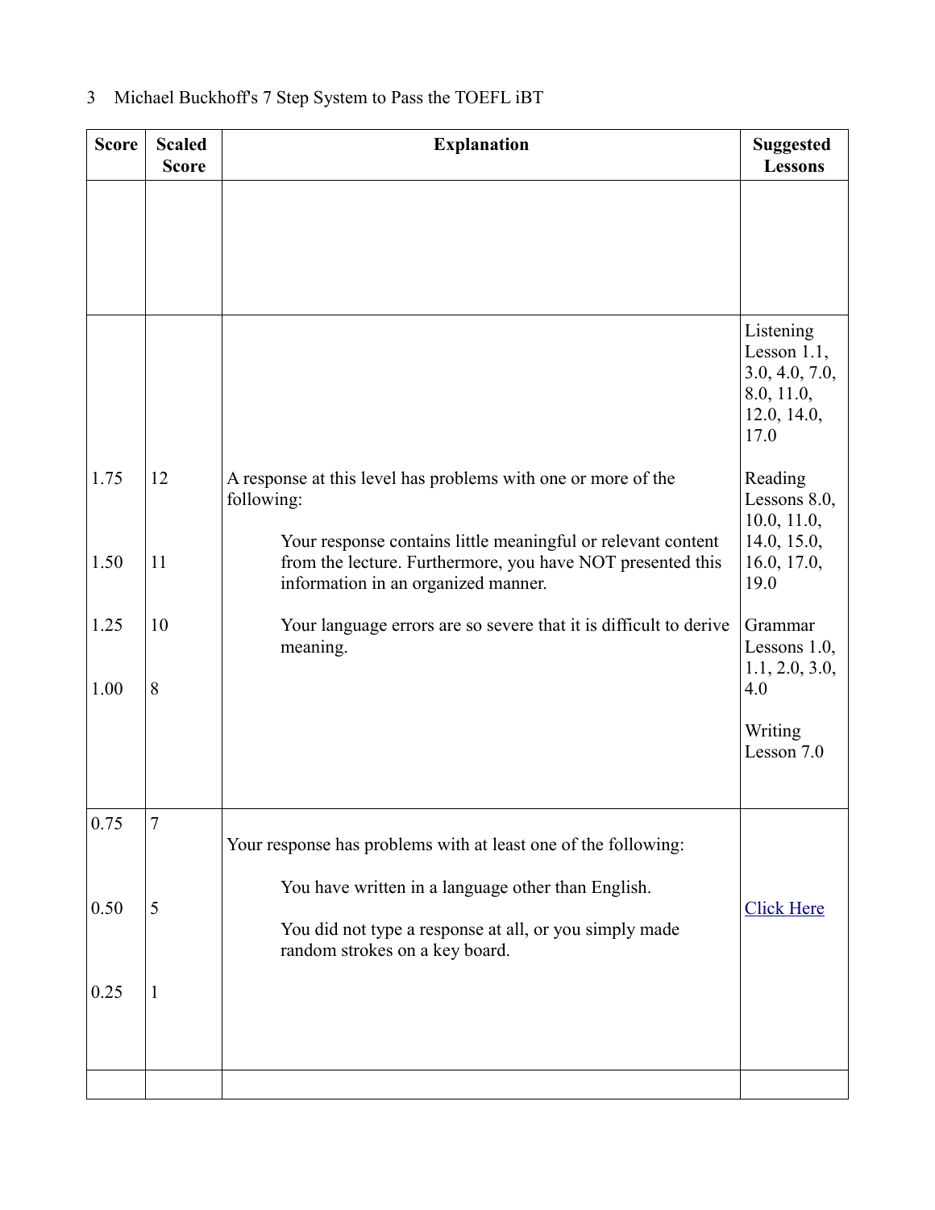| Score | Scaled Score | Explanation | Suggested Lessons |
| --- | --- | --- | --- |
| | | | |
| 1.75<br><br>1.50<br><br>1.25<br><br>1.00 | 12<br><br>11<br><br>10<br><br>8 | A response at this level has problems with one or more of the following:<br><br>Your response contains little meaningful or relevant content from the lecture. Furthermore, you have NOT presented this information in an organized manner.<br><br>Your language errors are so severe that it is difficult to derive meaning. | Listening Lesson 1.1, 3.0, 4.0, 7.0, 8.0, 11.0, 12.0, 14.0, 17.0<br><br>Reading Lessons 8.0, 10.0, 11.0, 14.0, 15.0, 16.0, 17.0, 19.0<br><br>Grammar Lessons 1.0, 1.1, 2.0, 3.0, 4.0<br><br>Writing Lesson 7.0 |
| 0.75<br><br>0.50<br><br>0.25 | 7<br><br>5<br><br>1 | Your response has problems with at least one of the following:<br><br>You have written in a language other than English.<br><br>You did not type a response at all, or you simply made random strokes on a key board. | Click Here |
| | | | |